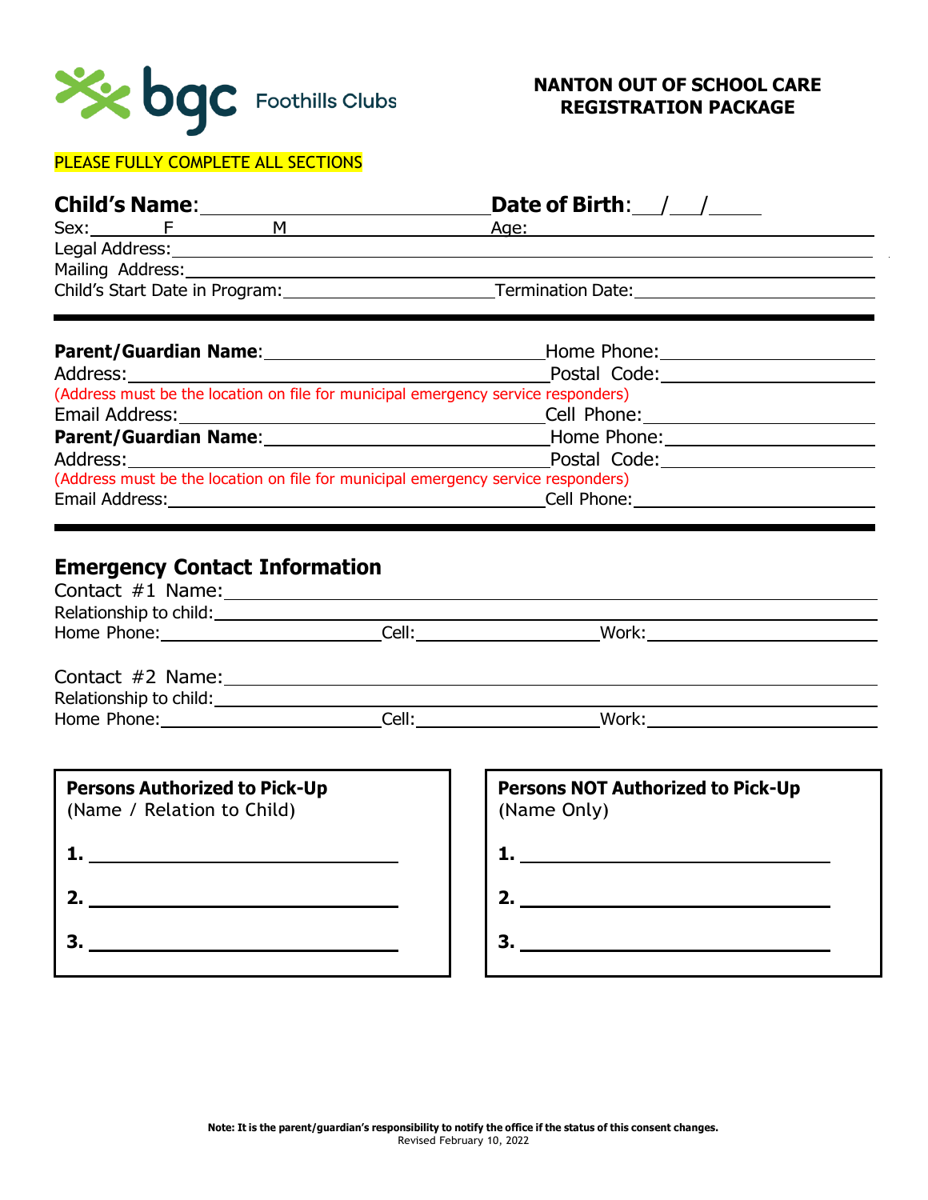bgc Foothills Clubs

# NANTON OUT OF SCHOOL CARE REGISTRATION PACKAGE

PLEASE FULLY COMPLETE ALL SECTIONS

**Child's Name**: ____________________ **Date of Birth**: __/__/____

Sex: ______F ______M ____________ Age: ____________

Legal Address: ____________________

Mailing Address: ____________________

Child's Start Date in Program: ____________ Termination Date: ____________

---

**Parent/Guardian Name**: ____________________ Home Phone: ____________

Address: ____________________ Postal Code: ____________

(Address must be the location on file for municipal emergency service responders)

Email Address: ____________________ Cell Phone: ____________

**Parent/Guardian Name**: ____________________ Home Phone: ____________

Address: ____________________ Postal Code: ____________

(Address must be the location on file for municipal emergency service responders)

Email Address: ____________________ Cell Phone: ____________

---

## Emergency Contact Information

Contact #1 Name: ____________________

Relationship to child: ____________________

Home Phone: ____________ Cell: ____________ Work: ____________

Contact #2 Name: ____________________

Relationship to child: ____________________

Home Phone: ____________ Cell: ____________ Work: ____________

**Persons Authorized to Pick-Up**
(Name / Relation to Child)

**1.** ____________________

**2.** ____________________

**3.** ____________________

**Persons NOT Authorized to Pick-Up**
(Name Only)

**1.** ____________________

**2.** ____________________

**3.** ____________________

**Note: It is the parent/guardian's responsibility to notify the office if the status of this consent changes.**

Revised February 10, 2022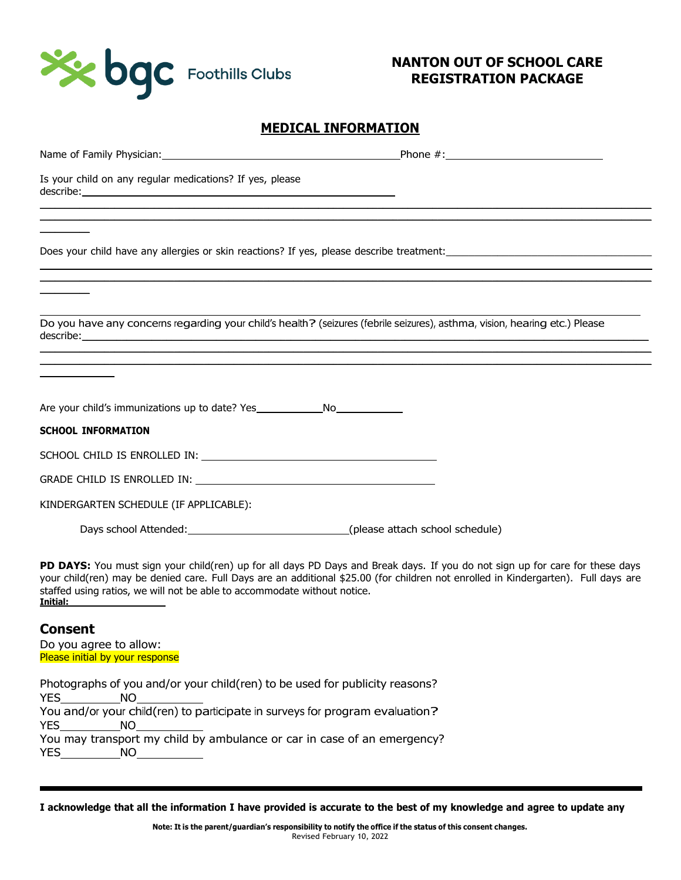**NANTON OUT OF SCHOOL CARE REGISTRATION PACKAGE**

## MEDICAL INFORMATION

Name of Family Physician:_______________________________ Phone #:____________________

Is your child on any regular medications? If yes, please describe:_______________________________________

_____________________________________________________________________________

_____________________________________________________________________________

Does your child have any allergies or skin reactions? If yes, please describe treatment:___________________________

_____________________________________________________________________________

_____________________________________________________________________________

Do you have any concerns regarding your child's health? (seizures (febrile seizures), asthma, vision, hearing etc.) Please describe:_____________________________________________________________________

_____________________________________________________________________________

_____________________________________________________________________________

Are your child's immunizations up to date? Yes__________No__________

**SCHOOL INFORMATION**

SCHOOL CHILD IS ENROLLED IN: _______________________________

GRADE CHILD IS ENROLLED IN: _______________________________

KINDERGARTEN SCHEDULE (IF APPLICABLE):

Days school Attended:______________________(please attach school schedule)

**PD DAYS:** You must sign your child(ren) up for all days PD Days and Break days. If you do not sign up for care for these days your child(ren) may be denied care. Full Days are an additional $25.00 (for children not enrolled in Kindergarten). Full days are staffed using ratios, we will not be able to accommodate without notice.
**Initial:**______________

## Consent

Do you agree to allow:
Please initial by your response

Photographs of you and/or your child(ren) to be used for publicity reasons?
YES__________NO__________

You and/or your child(ren) to participate in surveys for program evaluation?
YES__________NO__________

You may transport my child by ambulance or car in case of an emergency?
YES__________NO__________

---

**I acknowledge that all the information I have provided is accurate to the best of my knowledge and agree to update any**

**Note: It is the parent/guardian's responsibility to notify the office if the status of this consent changes.**
Revised February 10, 2022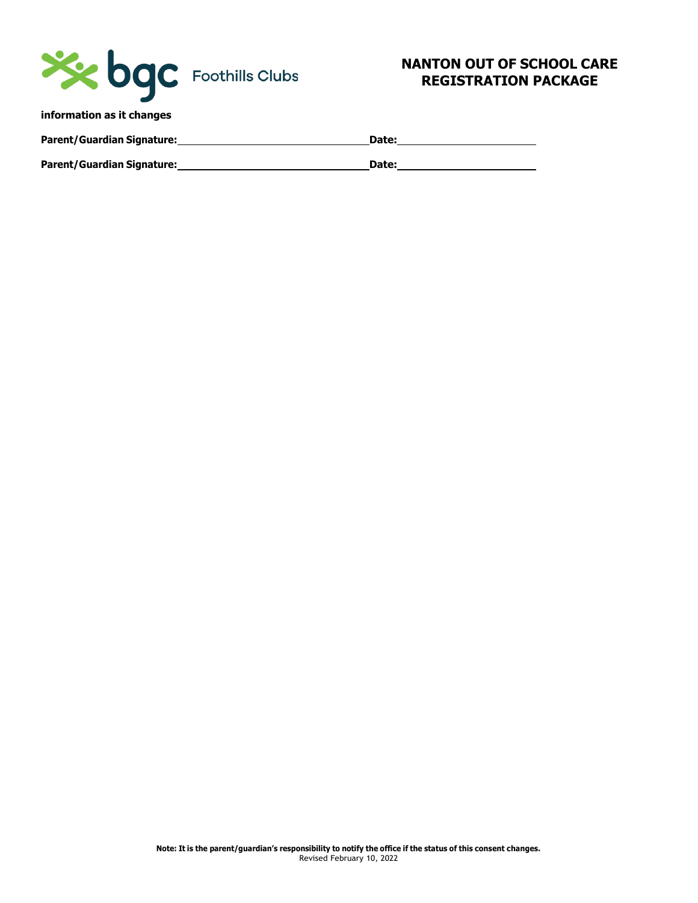**information as it changes**

**Parent/Guardian Signature:** ______________________________ **Date:** ______________________

**Parent/Guardian Signature:** ______________________________ **Date:** ______________________

**Note: It is the parent/guardian's responsibility to notify the office if the status of this consent changes.**
Revised February 10, 2022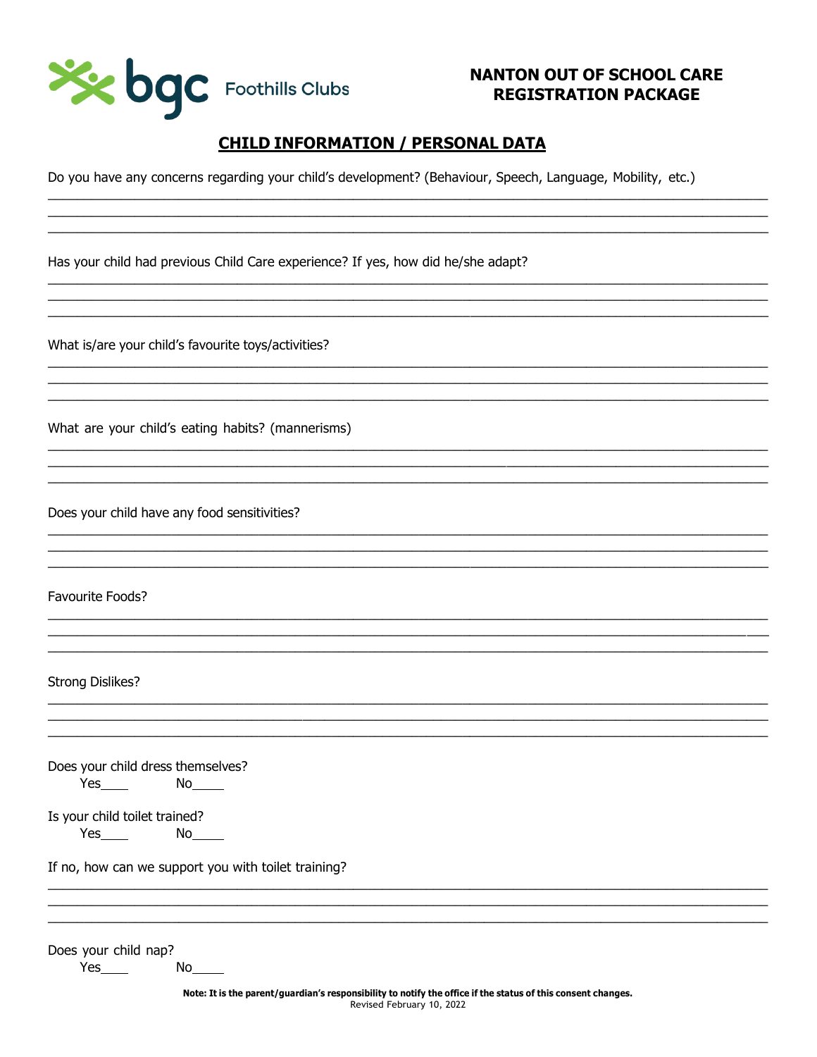**NANTON OUT OF SCHOOL CARE**
**REGISTRATION PACKAGE**

## CHILD INFORMATION / PERSONAL DATA

Do you have any concerns regarding your child's development? (Behaviour, Speech, Language, Mobility, etc.)

______________________________________________________________________________
______________________________________________________________________________
______________________________________________________________________________

Has your child had previous Child Care experience? If yes, how did he/she adapt?

______________________________________________________________________________
______________________________________________________________________________
______________________________________________________________________________

What is/are your child's favourite toys/activities?

______________________________________________________________________________
______________________________________________________________________________
______________________________________________________________________________

What are your child's eating habits? (mannerisms)

______________________________________________________________________________
______________________________________________________________________________
______________________________________________________________________________

Does your child have any food sensitivities?

______________________________________________________________________________
______________________________________________________________________________
______________________________________________________________________________

Favourite Foods?

______________________________________________________________________________
______________________________________________________________________________
______________________________________________________________________________

Strong Dislikes?

______________________________________________________________________________
______________________________________________________________________________
______________________________________________________________________________

Does your child dress themselves?
Yes____ No_____

Is your child toilet trained?
Yes____ No_____

If no, how can we support you with toilet training?

______________________________________________________________________________
______________________________________________________________________________
______________________________________________________________________________

Does your child nap?
Yes____ No_____

**Note: It is the parent/guardian's responsibility to notify the office if the status of this consent changes.**
Revised February 10, 2022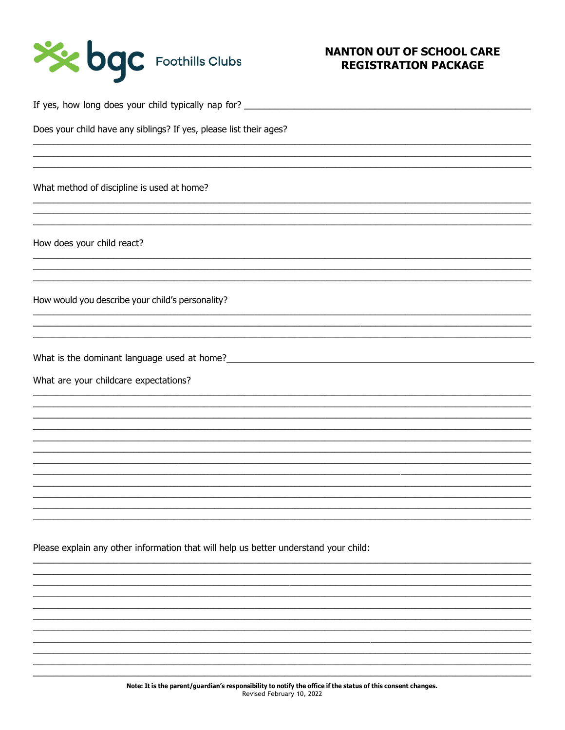# NANTON OUT OF SCHOOL CARE REGISTRATION PACKAGE

If yes, how long does your child typically nap for? ______________________________

Does your child have any siblings? If yes, please list their ages?

______________________________

______________________________

______________________________

What method of discipline is used at home?

______________________________

______________________________

______________________________

How does your child react?

______________________________

______________________________

______________________________

How would you describe your child's personality?

______________________________

______________________________

______________________________

What is the dominant language used at home? ______________________________

What are your childcare expectations?

______________________________

______________________________

______________________________

______________________________

______________________________

______________________________

______________________________

______________________________

______________________________

______________________________

______________________________

______________________________

Please explain any other information that will help us better understand your child:

______________________________

______________________________

______________________________

______________________________

______________________________

______________________________

______________________________

______________________________

______________________________

______________________________

______________________________

**Note: It is the parent/guardian's responsibility to notify the office if the status of this consent changes.**

Revised February 10, 2022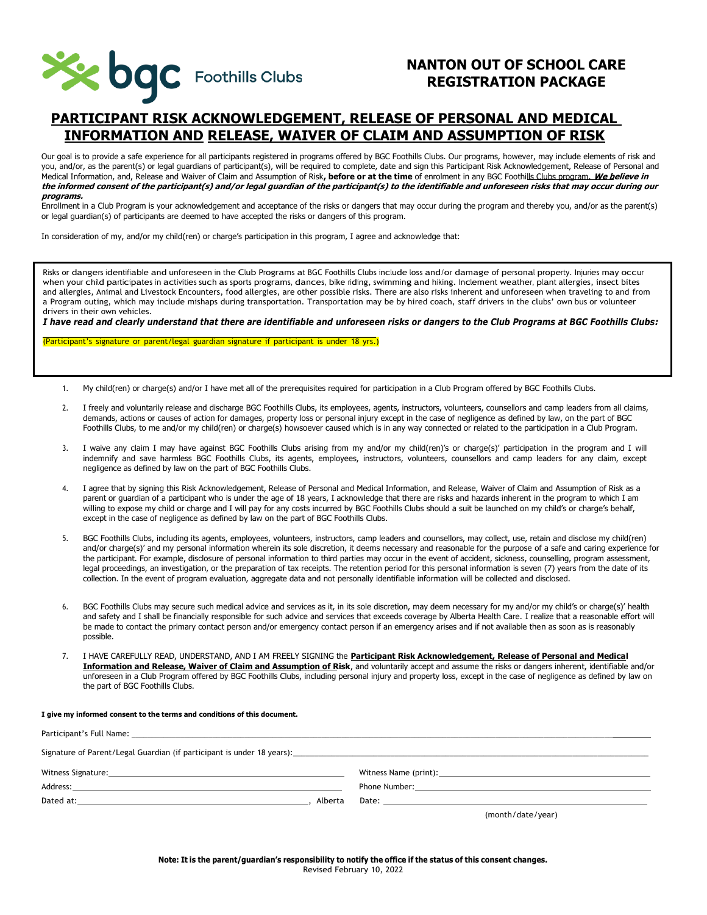# NANTON OUT OF SCHOOL CARE REGISTRATION PACKAGE

## PARTICIPANT RISK ACKNOWLEDGEMENT, RELEASE OF PERSONAL AND MEDICAL INFORMATION AND RELEASE, WAIVER OF CLAIM AND ASSUMPTION OF RISK

Our goal is to provide a safe experience for all participants registered in programs offered by BGC Foothills Clubs. Our programs, however, may include elements of risk and you, and/or, as the parent(s) or legal guardians of participant(s), will be required to complete, date and sign this Participant Risk Acknowledgement, Release of Personal and Medical Information, and, Release and Waiver of Claim and Assumption of Risk**, before or at the time** of enrolment in any BGC Foothills Clubs program. ***We believe in the informed consent of the participant(s) and/or legal guardian of the participant(s) to the identifiable and unforeseen risks that may occur during our programs.***

Enrollment in a Club Program is your acknowledgement and acceptance of the risks or dangers that may occur during the program and thereby you, and/or as the parent(s) or legal guardian(s) of participants are deemed to have accepted the risks or dangers of this program.

In consideration of my, and/or my child(ren) or charge's participation in this program, I agree and acknowledge that:

Risks or dangers identifiable and unforeseen in the Club Programs at BGC Foothills Clubs include loss and/or damage of personal property. Injuries may occur when your child participates in activities such as sports programs, dances, bike riding, swimming and hiking. Inclement weather, plant allergies, insect bites and allergies, Animal and Livestock Encounters, food allergies, are other possible risks. There are also risks inherent and unforeseen when traveling to and from a Program outing, which may include mishaps during transportation. Transportation may be by hired coach, staff drivers in the clubs' own bus or volunteer drivers in their own vehicles.

***I have read and clearly understand that there are identifiable and unforeseen risks or dangers to the Club Programs at BGC Foothills Clubs:***

(Participant's signature or parent/legal guardian signature if participant is under 18 yrs.)

1. My child(ren) or charge(s) and/or I have met all of the prerequisites required for participation in a Club Program offered by BGC Foothills Clubs.
2. I freely and voluntarily release and discharge BGC Foothills Clubs, its employees, agents, instructors, volunteers, counsellors and camp leaders from all claims, demands, actions or causes of action for damages, property loss or personal injury except in the case of negligence as defined by law, on the part of BGC Foothills Clubs, to me and/or my child(ren) or charge(s) howsoever caused which is in any way connected or related to the participation in a Club Program.
3. I waive any claim I may have against BGC Foothills Clubs arising from my and/or my child(ren)'s or charge(s)' participation in the program and I will indemnify and save harmless BGC Foothills Clubs, its agents, employees, instructors, volunteers, counsellors and camp leaders for any claim, except negligence as defined by law on the part of BGC Foothills Clubs.
4. I agree that by signing this Risk Acknowledgement, Release of Personal and Medical Information, and Release, Waiver of Claim and Assumption of Risk as a parent or guardian of a participant who is under the age of 18 years, I acknowledge that there are risks and hazards inherent in the program to which I am willing to expose my child or charge and I will pay for any costs incurred by BGC Foothills Clubs should a suit be launched on my child's or charge's behalf, except in the case of negligence as defined by law on the part of BGC Foothills Clubs.
5. BGC Foothills Clubs, including its agents, employees, volunteers, instructors, camp leaders and counsellors, may collect, use, retain and disclose my child(ren) and/or charge(s)' and my personal information wherein its sole discretion, it deems necessary and reasonable for the purpose of a safe and caring experience for the participant. For example, disclosure of personal information to third parties may occur in the event of accident, sickness, counselling, program assessment, legal proceedings, an investigation, or the preparation of tax receipts. The retention period for this personal information is seven (7) years from the date of its collection. In the event of program evaluation, aggregate data and not personally identifiable information will be collected and disclosed.
6. BGC Foothills Clubs may secure such medical advice and services as it, in its sole discretion, may deem necessary for my and/or my child's or charge(s)' health and safety and I shall be financially responsible for such advice and services that exceeds coverage by Alberta Health Care. I realize that a reasonable effort will be made to contact the primary contact person and/or emergency contact person if an emergency arises and if not available then as soon as is reasonably possible.
7. I HAVE CAREFULLY READ, UNDERSTAND, AND I AM FREELY SIGNING the **Participant Risk Acknowledgement, Release of Personal and Medical Information and Release, Waiver of Claim and Assumption of Risk**, and voluntarily accept and assume the risks or dangers inherent, identifiable and/or unforeseen in a Club Program offered by BGC Foothills Clubs, including personal injury and property loss, except in the case of negligence as defined by law on the part of BGC Foothills Clubs.

**I give my informed consent to the terms and conditions of this document.**

Participant's Full Name: ______________________________

Signature of Parent/Legal Guardian (if participant is under 18 years): ______________________________

Witness Signature: ______________________ Witness Name (print): ______________________

Address: ______________________ Phone Number: ______________________

Dated at: ______________________, Alberta Date: ______________________ (month/date/year)

**Note: It is the parent/guardian's responsibility to notify the office if the status of this consent changes.**

Revised February 10, 2022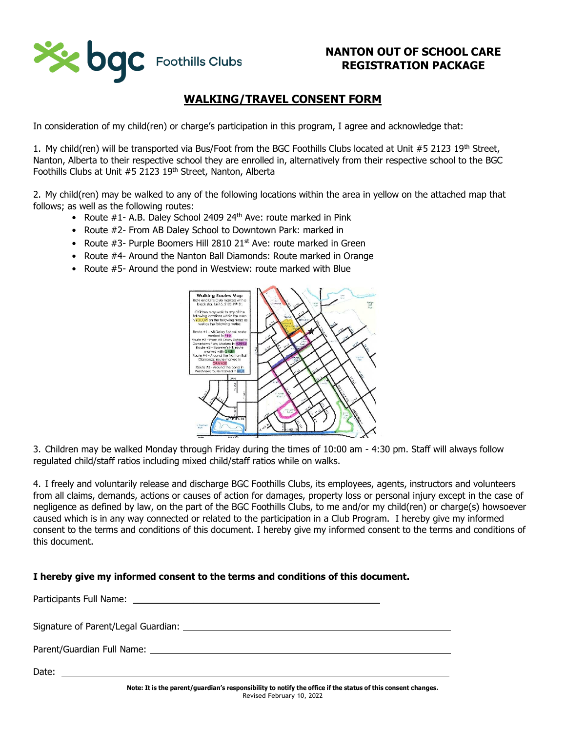**NANTON OUT OF SCHOOL CARE REGISTRATION PACKAGE**

## WALKING/TRAVEL CONSENT FORM

In consideration of my child(ren) or charge's participation in this program, I agree and acknowledge that:

1. My child(ren) will be transported via Bus/Foot from the BGC Foothills Clubs located at Unit #5 2123 19th Street, Nanton, Alberta to their respective school they are enrolled in, alternatively from their respective school to the BGC Foothills Clubs at Unit #5 2123 19th Street, Nanton, Alberta

2. My child(ren) may be walked to any of the following locations within the area in yellow on the attached map that follows; as well as the following routes:
   - Route #1- A.B. Daley School 2409 24th Ave: route marked in Pink
   - Route #2- From AB Daley School to Downtown Park: marked in
   - Route #3- Purple Boomers Hill 2810 21st Ave: route marked in Green
   - Route #4- Around the Nanton Ball Diamonds: Route marked in Orange
   - Route #5- Around the pond in Westview: route marked with Blue

3. Children may be walked Monday through Friday during the times of 10:00 am - 4:30 pm. Staff will always follow regulated child/staff ratios including mixed child/staff ratios while on walks.

4. I freely and voluntarily release and discharge BGC Foothills Clubs, its employees, agents, instructors and volunteers from all claims, demands, actions or causes of action for damages, property loss or personal injury except in the case of negligence as defined by law, on the part of the BGC Foothills Clubs, to me and/or my child(ren) or charge(s) howsoever caused which is in any way connected or related to the participation in a Club Program. I hereby give my informed consent to the terms and conditions of this document. I hereby give my informed consent to the terms and conditions of this document.

**I hereby give my informed consent to the terms and conditions of this document.**

Participants Full Name: ______________________________

Signature of Parent/Legal Guardian: ______________________________

Parent/Guardian Full Name: ______________________________

Date: ______________________________

**Note: It is the parent/guardian's responsibility to notify the office if the status of this consent changes.**

Revised February 10, 2022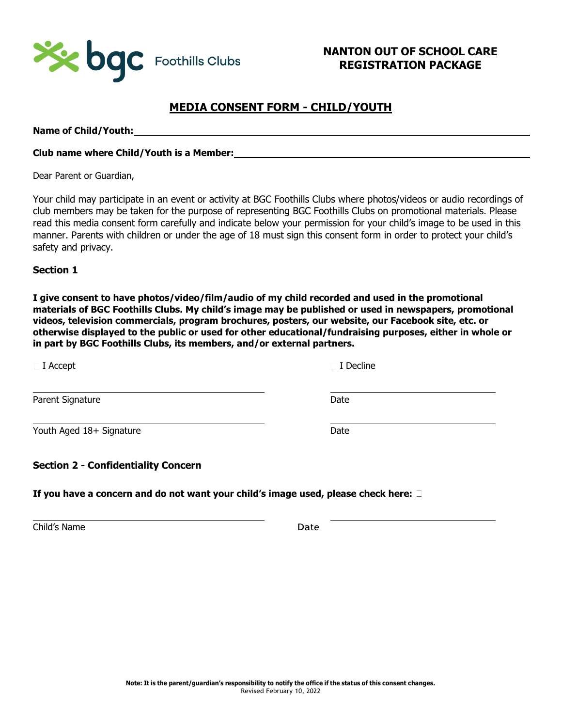# NANTON OUT OF SCHOOL CARE REGISTRATION PACKAGE

## MEDIA CONSENT FORM - CHILD/YOUTH

**Name of Child/Youth:** ______________________________

**Club name where Child/Youth is a Member:** ______________________________

Dear Parent or Guardian,

Your child may participate in an event or activity at BGC Foothills Clubs where photos/videos or audio recordings of club members may be taken for the purpose of representing BGC Foothills Clubs on promotional materials. Please read this media consent form carefully and indicate below your permission for your child's image to be used in this manner. Parents with children or under the age of 18 must sign this consent form in order to protect your child's safety and privacy.

### Section 1

**I give consent to have photos/video/film/audio of my child recorded and used in the promotional materials of BGC Foothills Clubs. My child's image may be published or used in newspapers, promotional videos, television commercials, program brochures, posters, our website, our Facebook site, etc. or otherwise displayed to the public or used for other educational/fundraising purposes, either in whole or in part by BGC Foothills Clubs, its members, and/or external partners.**

☐ I Accept ☐ I Decline

______________________________ ______________________________

Parent Signature Date

______________________________ ______________________________

Youth Aged 18+ Signature Date

### Section 2 - Confidentiality Concern

**If you have a concern and do not want your child's image used, please check here:** ☐

______________________________ ______________________________

Child's Name Date

**Note: It is the parent/guardian's responsibility to notify the office if the status of this consent changes.**
Revised February 10, 2022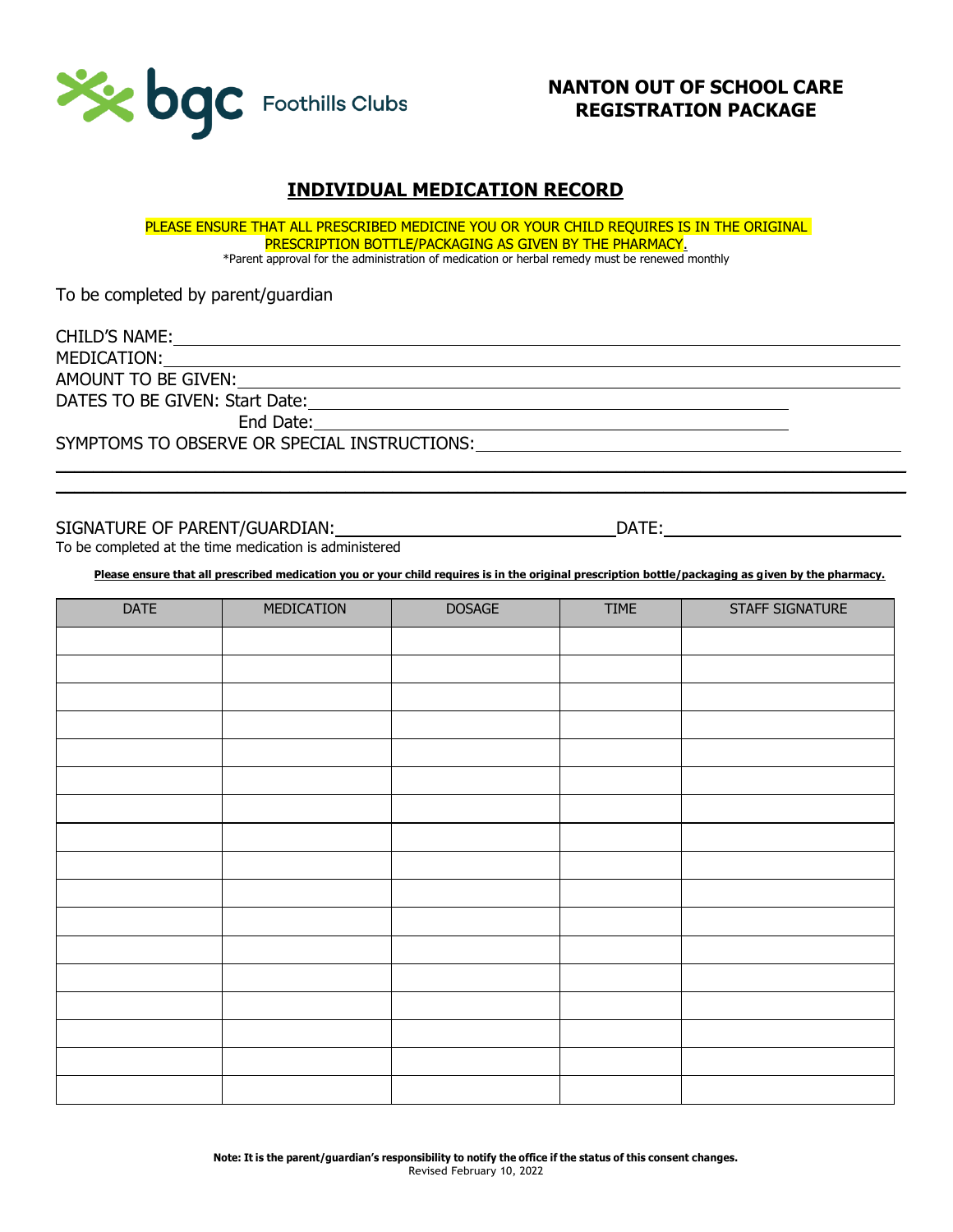**NANTON OUT OF SCHOOL CARE**
**REGISTRATION PACKAGE**

## INDIVIDUAL MEDICATION RECORD

PLEASE ENSURE THAT ALL PRESCRIBED MEDICINE YOU OR YOUR CHILD REQUIRES IS IN THE ORIGINAL PRESCRIPTION BOTTLE/PACKAGING AS GIVEN BY THE PHARMACY.

*Parent approval for the administration of medication or herbal remedy must be renewed monthly

To be completed by parent/guardian

CHILD'S NAME: ____________________________________________

MEDICATION: ____________________________________________

AMOUNT TO BE GIVEN: ____________________________________________

DATES TO BE GIVEN: Start Date: ______________________________

End Date: ______________________________

SYMPTOMS TO OBSERVE OR SPECIAL INSTRUCTIONS: ______________________________

____________________________________________

____________________________________________

SIGNATURE OF PARENT/GUARDIAN: ______________________ DATE: ______________

To be completed at the time medication is administered

**Please ensure that all prescribed medication you or your child requires is in the original prescription bottle/packaging as given by the pharmacy.**

| DATE | MEDICATION | DOSAGE | TIME | STAFF SIGNATURE |
|---|---|---|---|---|
| | | | | |
| | | | | |
| | | | | |
| | | | | |
| | | | | |
| | | | | |
| | | | | |
| | | | | |
| | | | | |
| | | | | |
| | | | | |
| | | | | |
| | | | | |
| | | | | |
| | | | | |
| | | | | |
| | | | | |

**Note: It is the parent/guardian's responsibility to notify the office if the status of this consent changes.**

Revised February 10, 2022